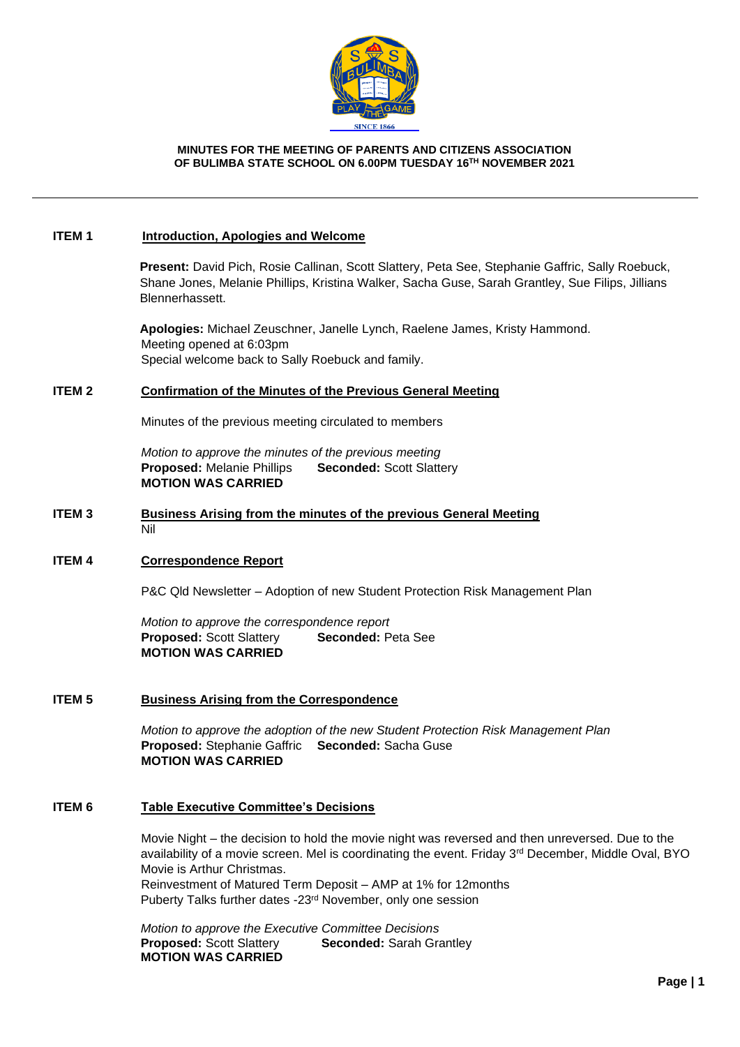**MINUTES FOR THE MEETING OF PARENTS AND CITIZENS ASSOCIATION OF BULIMBA STATE SCHOOL ON 6.00PM TUESDAY 16TH NOVEMBER 2021**

---

## ITEM 1 — Introduction, Apologies and Welcome

**Present:** David Pich, Rosie Callinan, Scott Slattery, Peta See, Stephanie Gaffric, Sally Roebuck, Shane Jones, Melanie Phillips, Kristina Walker, Sacha Guse, Sarah Grantley, Sue Filips, Jillians Blennerhassett.

**Apologies:** Michael Zeuschner, Janelle Lynch, Raelene James, Kristy Hammond.
Meeting opened at 6:03pm
Special welcome back to Sally Roebuck and family.

## ITEM 2 — Confirmation of the Minutes of the Previous General Meeting

Minutes of the previous meeting circulated to members

*Motion to approve the minutes of the previous meeting*
**Proposed:** Melanie Phillips **Seconded:** Scott Slattery
**MOTION WAS CARRIED**

## ITEM 3 — Business Arising from the minutes of the previous General Meeting

Nil

## ITEM 4 — Correspondence Report

P&C Qld Newsletter – Adoption of new Student Protection Risk Management Plan

*Motion to approve the correspondence report*
**Proposed:** Scott Slattery **Seconded:** Peta See
**MOTION WAS CARRIED**

## ITEM 5 — Business Arising from the Correspondence

*Motion to approve the adoption of the new Student Protection Risk Management Plan*
**Proposed:** Stephanie Gaffric **Seconded:** Sacha Guse
**MOTION WAS CARRIED**

## ITEM 6 — Table Executive Committee's Decisions

Movie Night – the decision to hold the movie night was reversed and then unreversed. Due to the availability of a movie screen. Mel is coordinating the event. Friday 3rd December, Middle Oval, BYO Movie is Arthur Christmas.
Reinvestment of Matured Term Deposit – AMP at 1% for 12months
Puberty Talks further dates -23rd November, only one session

*Motion to approve the Executive Committee Decisions*
**Proposed:** Scott Slattery **Seconded:** Sarah Grantley
**MOTION WAS CARRIED**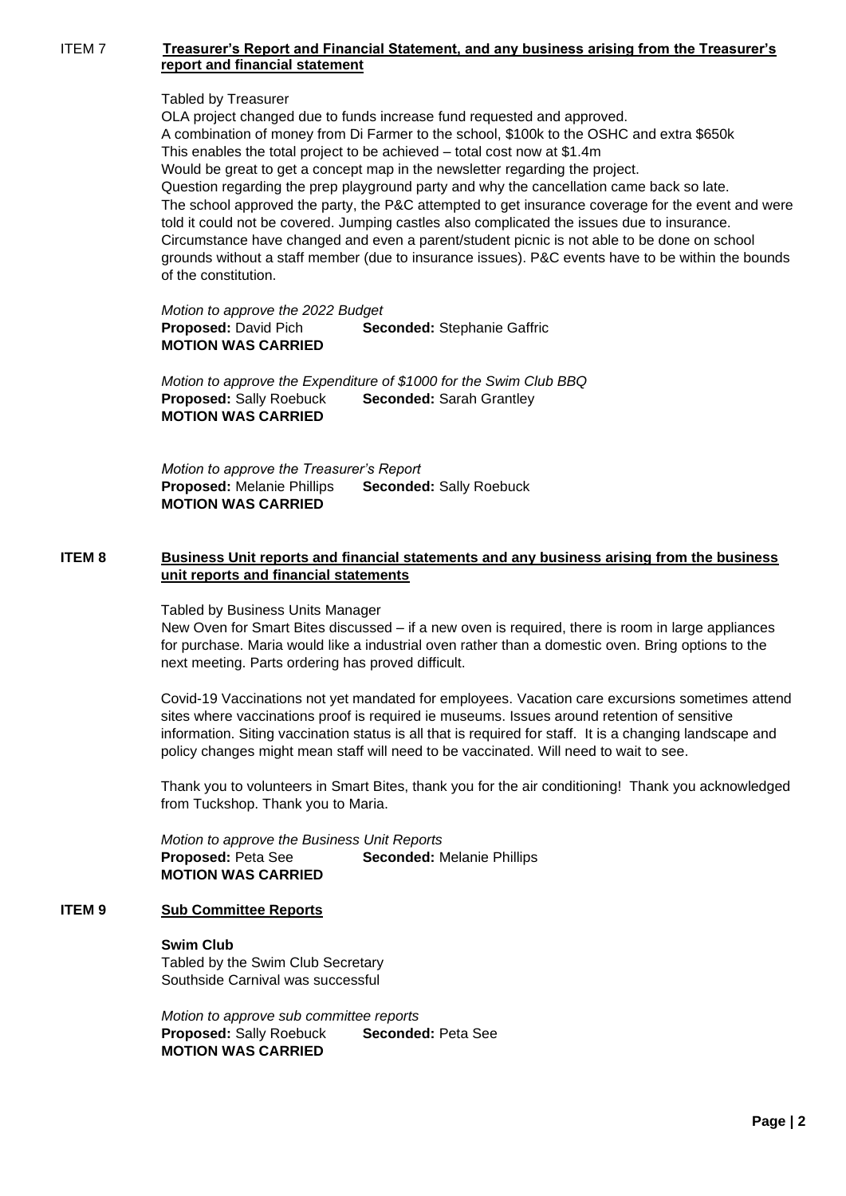## ITEM 7 Treasurer's Report and Financial Statement, and any business arising from the Treasurer's report and financial statement

Tabled by Treasurer

OLA project changed due to funds increase fund requested and approved.
A combination of money from Di Farmer to the school, $100k to the OSHC and extra $650k
This enables the total project to be achieved – total cost now at $1.4m
Would be great to get a concept map in the newsletter regarding the project.
Question regarding the prep playground party and why the cancellation came back so late.
The school approved the party, the P&C attempted to get insurance coverage for the event and were told it could not be covered. Jumping castles also complicated the issues due to insurance.
Circumstance have changed and even a parent/student picnic is not able to be done on school grounds without a staff member (due to insurance issues). P&C events have to be within the bounds of the constitution.

*Motion to approve the 2022 Budget*
**Proposed:** David Pich **Seconded:** Stephanie Gaffric
**MOTION WAS CARRIED**

*Motion to approve the Expenditure of $1000 for the Swim Club BBQ*
**Proposed:** Sally Roebuck **Seconded:** Sarah Grantley
**MOTION WAS CARRIED**

*Motion to approve the Treasurer's Report*
**Proposed:** Melanie Phillips **Seconded:** Sally Roebuck
**MOTION WAS CARRIED**

## ITEM 8 Business Unit reports and financial statements and any business arising from the business unit reports and financial statements

Tabled by Business Units Manager

New Oven for Smart Bites discussed – if a new oven is required, there is room in large appliances for purchase. Maria would like a industrial oven rather than a domestic oven. Bring options to the next meeting. Parts ordering has proved difficult.

Covid-19 Vaccinations not yet mandated for employees. Vacation care excursions sometimes attend sites where vaccinations proof is required ie museums. Issues around retention of sensitive information. Siting vaccination status is all that is required for staff. It is a changing landscape and policy changes might mean staff will need to be vaccinated. Will need to wait to see.

Thank you to volunteers in Smart Bites, thank you for the air conditioning! Thank you acknowledged from Tuckshop. Thank you to Maria.

*Motion to approve the Business Unit Reports*
**Proposed:** Peta See **Seconded:** Melanie Phillips
**MOTION WAS CARRIED**

## ITEM 9 Sub Committee Reports

**Swim Club**
Tabled by the Swim Club Secretary
Southside Carnival was successful

*Motion to approve sub committee reports*
**Proposed:** Sally Roebuck **Seconded:** Peta See
**MOTION WAS CARRIED**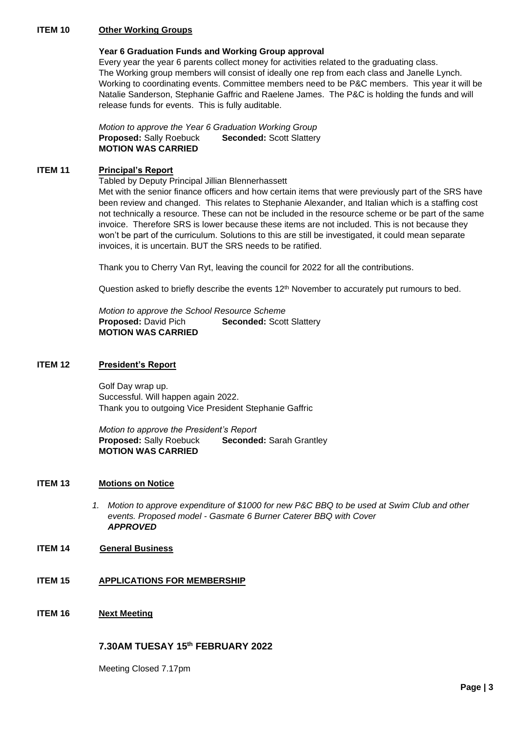## ITEM 10 Other Working Groups

**Year 6 Graduation Funds and Working Group approval**

Every year the year 6 parents collect money for activities related to the graduating class. The Working group members will consist of ideally one rep from each class and Janelle Lynch. Working to coordinating events. Committee members need to be P&C members. This year it will be Natalie Sanderson, Stephanie Gaffric and Raelene James. The P&C is holding the funds and will release funds for events. This is fully auditable.

*Motion to approve the Year 6 Graduation Working Group*
**Proposed:** Sally Roebuck **Seconded:** Scott Slattery
**MOTION WAS CARRIED**

## ITEM 11 Principal's Report

Tabled by Deputy Principal Jillian Blennerhassett

Met with the senior finance officers and how certain items that were previously part of the SRS have been review and changed. This relates to Stephanie Alexander, and Italian which is a staffing cost not technically a resource. These can not be included in the resource scheme or be part of the same invoice. Therefore SRS is lower because these items are not included. This is not because they won't be part of the curriculum. Solutions to this are still be investigated, it could mean separate invoices, it is uncertain. BUT the SRS needs to be ratified.

Thank you to Cherry Van Ryt, leaving the council for 2022 for all the contributions.

Question asked to briefly describe the events 12th November to accurately put rumours to bed.

*Motion to approve the School Resource Scheme*
**Proposed:** David Pich **Seconded:** Scott Slattery
**MOTION WAS CARRIED**

## ITEM 12 President's Report

Golf Day wrap up.
Successful. Will happen again 2022.
Thank you to outgoing Vice President Stephanie Gaffric

*Motion to approve the President's Report*
**Proposed:** Sally Roebuck **Seconded:** Sarah Grantley
**MOTION WAS CARRIED**

## ITEM 13 Motions on Notice

1. *Motion to approve expenditure of $1000 for new P&C BBQ to be used at Swim Club and other events. Proposed model - Gasmate 6 Burner Caterer BBQ with Cover*
   ***APPROVED***

## ITEM 14 General Business

## ITEM 15 APPLICATIONS FOR MEMBERSHIP

## ITEM 16 Next Meeting

### 7.30AM TUESAY 15th FEBRUARY 2022

Meeting Closed 7.17pm